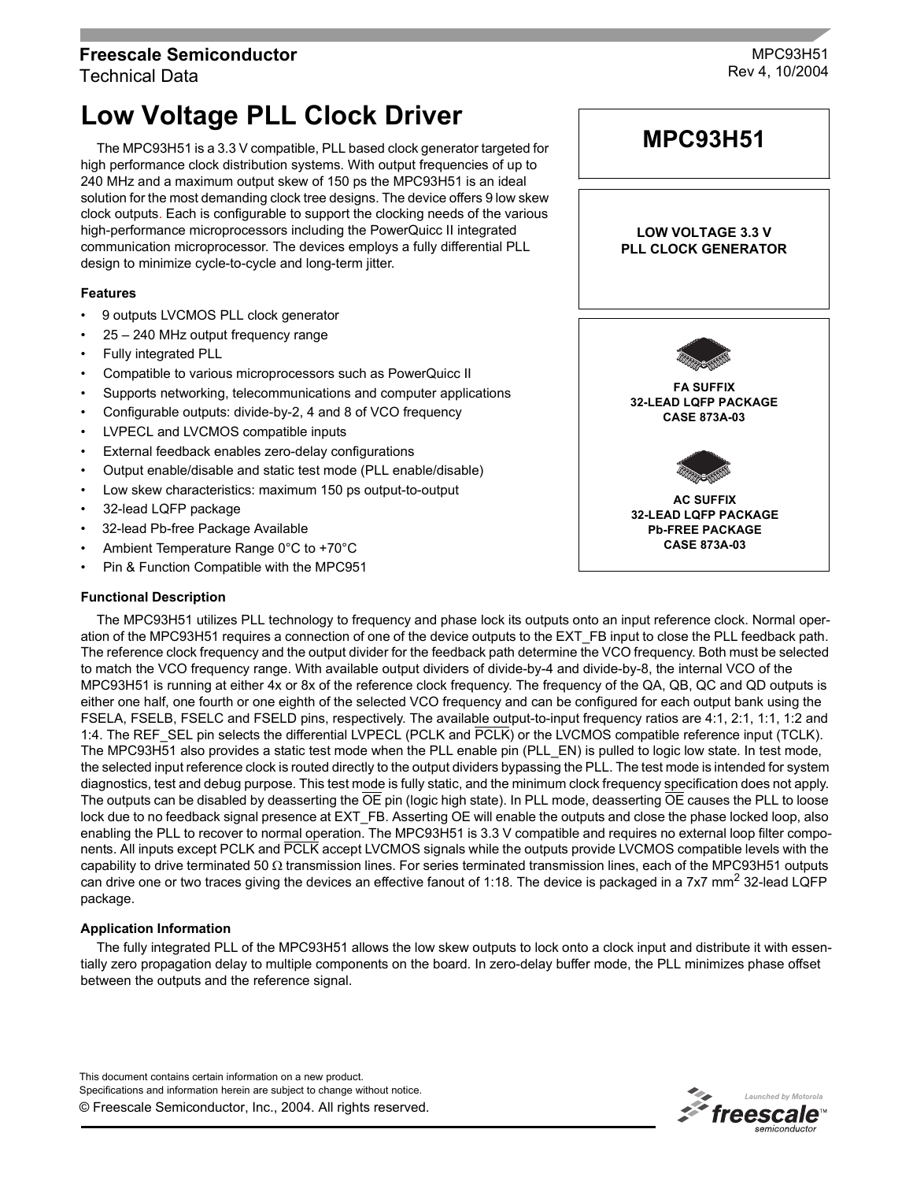Freescale Semiconductor
Technical Data

MPC93H51
Rev 4, 10/2004

# Low Voltage PLL Clock Driver

**MPC93H51**

**LOW VOLTAGE 3.3 V PLL CLOCK GENERATOR**

**FA SUFFIX**
**32-LEAD LQFP PACKAGE**
**CASE 873A-03**

**AC SUFFIX**
**32-LEAD LQFP PACKAGE**
**Pb-FREE PACKAGE**
**CASE 873A-03**

The MPC93H51 is a 3.3 V compatible, PLL based clock generator targeted for high performance clock distribution systems. With output frequencies of up to 240 MHz and a maximum output skew of 150 ps the MPC93H51 is an ideal solution for the most demanding clock tree designs. The device offers 9 low skew clock outputs. Each is configurable to support the clocking needs of the various high-performance microprocessors including the PowerQuicc II integrated communication microprocessor. The devices employs a fully differential PLL design to minimize cycle-to-cycle and long-term jitter.

### Features

- 9 outputs LVCMOS PLL clock generator
- 25 – 240 MHz output frequency range
- Fully integrated PLL
- Compatible to various microprocessors such as PowerQuicc II
- Supports networking, telecommunications and computer applications
- Configurable outputs: divide-by-2, 4 and 8 of VCO frequency
- LVPECL and LVCMOS compatible inputs
- External feedback enables zero-delay configurations
- Output enable/disable and static test mode (PLL enable/disable)
- Low skew characteristics: maximum 150 ps output-to-output
- 32-lead LQFP package
- 32-lead Pb-free Package Available
- Ambient Temperature Range 0°C to +70°C
- Pin & Function Compatible with the MPC951

### Functional Description

The MPC93H51 utilizes PLL technology to frequency and phase lock its outputs onto an input reference clock. Normal operation of the MPC93H51 requires a connection of one of the device outputs to the EXT_FB input to close the PLL feedback path. The reference clock frequency and the output divider for the feedback path determine the VCO frequency. Both must be selected to match the VCO frequency range. With available output dividers of divide-by-4 and divide-by-8, the internal VCO of the MPC93H51 is running at either 4x or 8x of the reference clock frequency. The frequency of the QA, QB, QC and QD outputs is either one half, one fourth or one eighth of the selected VCO frequency and can be configured for each output bank using the FSELA, FSELB, FSELC and FSELD pins, respectively. The available output-to-input frequency ratios are 4:1, 2:1, 1:1, 1:2 and 1:4. The REF_SEL pin selects the differential LVPECL (PCLK and $\overline{\text{PCLK}}$) or the LVCMOS compatible reference input (TCLK). The MPC93H51 also provides a static test mode when the PLL enable pin (PLL_EN) is pulled to logic low state. In test mode, the selected input reference clock is routed directly to the output dividers bypassing the PLL. The test mode is intended for system diagnostics, test and debug purpose. This test mode is fully static, and the minimum clock frequency specification does not apply. The outputs can be disabled by deasserting the $\overline{\text{OE}}$ pin (logic high state). In PLL mode, deasserting $\overline{\text{OE}}$ causes the PLL to loose lock due to no feedback signal presence at EXT_FB. Asserting OE will enable the outputs and close the phase locked loop, also enabling the PLL to recover to normal operation. The MPC93H51 is 3.3 V compatible and requires no external loop filter components. All inputs except PCLK and $\overline{\text{PCLK}}$ accept LVCMOS signals while the outputs provide LVCMOS compatible levels with the capability to drive terminated 50 Ω transmission lines. For series terminated transmission lines, each of the MPC93H51 outputs can drive one or two traces giving the devices an effective fanout of 1:18. The device is packaged in a 7x7 $mm^2$ 32-lead LQFP package.

### Application Information

The fully integrated PLL of the MPC93H51 allows the low skew outputs to lock onto a clock input and distribute it with essentially zero propagation delay to multiple components on the board. In zero-delay buffer mode, the PLL minimizes phase offset between the outputs and the reference signal.

This document contains certain information on a new product.
Specifications and information herein are subject to change without notice.
© Freescale Semiconductor, Inc., 2004. All rights reserved.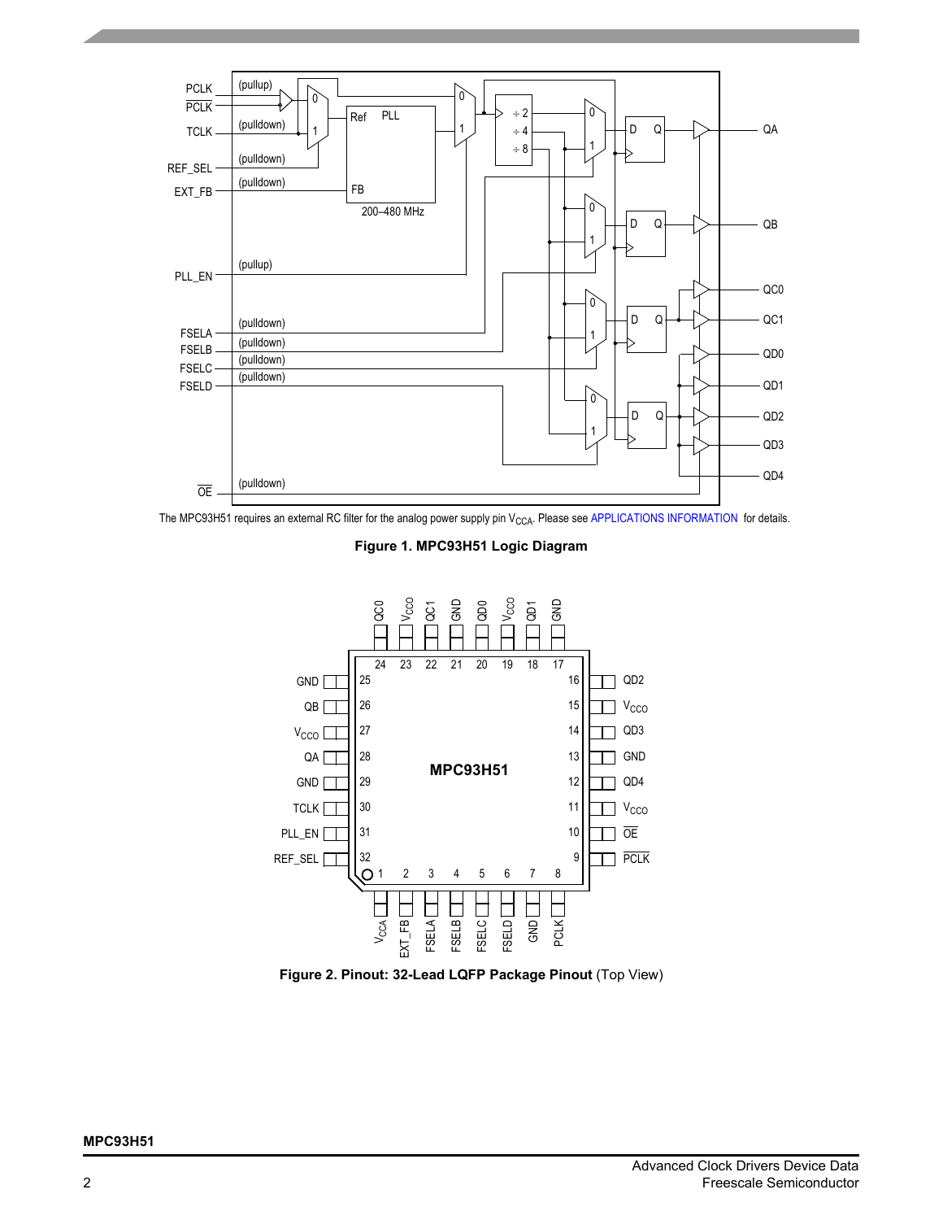PCLK

$\overline{\text{PCLK}}$

TCLK

REF_SEL

EXT_FB

PLL_EN

FSELA

FSELB

FSELC

FSELD

$\overline{\text{OE}}$

(pullup)

(pulldown)

(pulldown)

(pulldown)

(pullup)

(pulldown)

(pulldown)

(pulldown)

(pulldown)

(pulldown)

Ref PLL

FB

200–480 MHz

÷ 2

÷ 4

÷ 8

0

1

D Q

QA

QB

QC0

QC1

QD0

QD1

QD2

QD3

QD4

The MPC93H51 requires an external RC filter for the analog power supply pin $V_{CCA}$. Please see APPLICATIONS INFORMATION for details.

**Figure 1. MPC93H51 Logic Diagram**

MPC93H51

24 QC0, 23 $V_{CCO}$, 22 QC1, 21 GND, 20 QD0, 19 $V_{CCO}$, 18 QD1, 17 GND

25 GND, 26 QB, 27 $V_{CCO}$, 28 QA, 29 GND, 30 TCLK, 31 PLL_EN, 32 REF_SEL

16 QD2, 15 $V_{CCO}$, 14 QD3, 13 GND, 12 QD4, 11 $V_{CCO}$, 10 $\overline{\text{OE}}$, 9 $\overline{\text{PCLK}}$

1 $V_{CCA}$, 2 EXT_FB, 3 FSELA, 4 FSELB, 5 FSELC, 6 FSELD, 7 GND, 8 PCLK

**Figure 2. Pinout: 32-Lead LQFP Package Pinout** (Top View)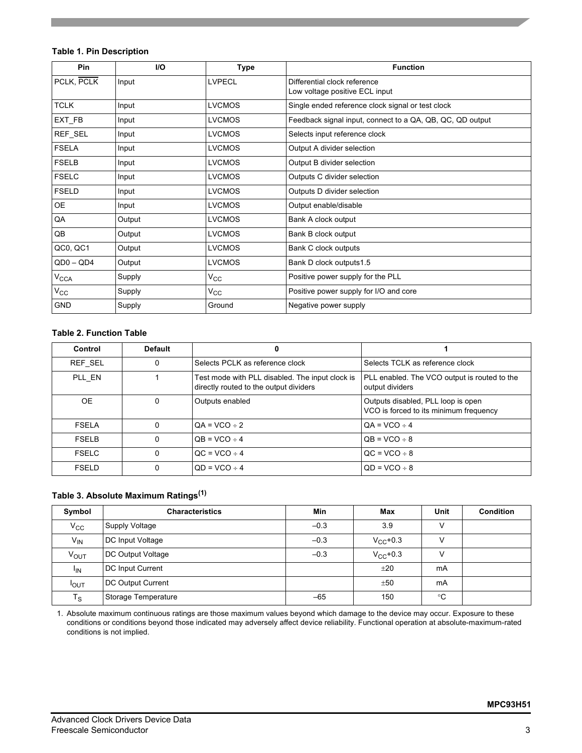### Table 1. Pin Description

| Pin | I/O | Type | Function |
|---|---|---|---|
| PCLK, $\overline{PCLK}$ | Input | LVPECL | Differential clock reference<br>Low voltage positive ECL input |
| TCLK | Input | LVCMOS | Single ended reference clock signal or test clock |
| EXT_FB | Input | LVCMOS | Feedback signal input, connect to a QA, QB, QC, QD output |
| REF_SEL | Input | LVCMOS | Selects input reference clock |
| FSELA | Input | LVCMOS | Output A divider selection |
| FSELB | Input | LVCMOS | Output B divider selection |
| FSELC | Input | LVCMOS | Outputs C divider selection |
| FSELD | Input | LVCMOS | Outputs D divider selection |
| OE | Input | LVCMOS | Output enable/disable |
| QA | Output | LVCMOS | Bank A clock output |
| QB | Output | LVCMOS | Bank B clock output |
| QC0, QC1 | Output | LVCMOS | Bank C clock outputs |
| QD0 – QD4 | Output | LVCMOS | Bank D clock outputs1.5 |
| $V_{CCA}$ | Supply | $V_{CC}$ | Positive power supply for the PLL |
| $V_{CC}$ | Supply | $V_{CC}$ | Positive power supply for I/O and core |
| GND | Supply | Ground | Negative power supply |

### Table 2. Function Table

| Control | Default | 0 | 1 |
|---|---|---|---|
| REF_SEL | 0 | Selects PCLK as reference clock | Selects TCLK as reference clock |
| PLL_EN | 1 | Test mode with PLL disabled. The input clock is directly routed to the output dividers | PLL enabled. The VCO output is routed to the output dividers |
| OE | 0 | Outputs enabled | Outputs disabled, PLL loop is open<br>VCO is forced to its minimum frequency |
| FSELA | 0 | QA = VCO ÷ 2 | QA = VCO ÷ 4 |
| FSELB | 0 | QB = VCO ÷ 4 | QB = VCO ÷ 8 |
| FSELC | 0 | QC = VCO ÷ 4 | QC = VCO ÷ 8 |
| FSELD | 0 | QD = VCO ÷ 4 | QD = VCO ÷ 8 |

### Table 3. Absolute Maximum Ratings[1]

| Symbol | Characteristics | Min | Max | Unit | Condition |
|---|---|---|---|---|---|
| $V_{CC}$ | Supply Voltage | –0.3 | 3.9 | V | |
| $V_{IN}$ | DC Input Voltage | –0.3 | $V_{CC}$+0.3 | V | |
| $V_{OUT}$ | DC Output Voltage | –0.3 | $V_{CC}$+0.3 | V | |
| $I_{IN}$ | DC Input Current | | ±20 | mA | |
| $I_{OUT}$ | DC Output Current | | ±50 | mA | |
| $T_S$ | Storage Temperature | –65 | 150 | °C | |

1. Absolute maximum continuous ratings are those maximum values beyond which damage to the device may occur. Exposure to these conditions or conditions beyond those indicated may adversely affect device reliability. Functional operation at absolute-maximum-rated conditions is not implied.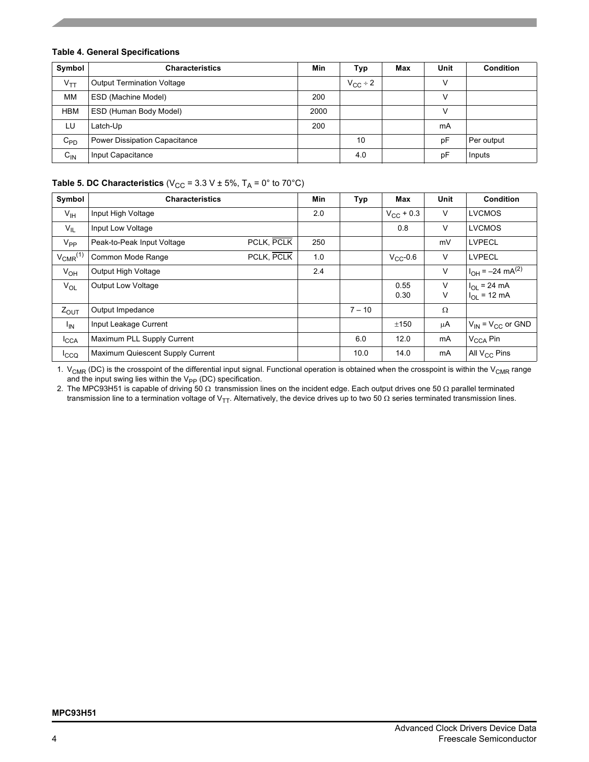**Table 4. General Specifications**

| Symbol | Characteristics | Min | Typ | Max | Unit | Condition |
|---|---|---|---|---|---|---|
| $V_{TT}$ | Output Termination Voltage | | $V_{CC} \div 2$ | | V | |
| MM | ESD (Machine Model) | 200 | | | V | |
| HBM | ESD (Human Body Model) | 2000 | | | V | |
| LU | Latch-Up | 200 | | | mA | |
| $C_{PD}$ | Power Dissipation Capacitance | | 10 | | pF | Per output |
| $C_{IN}$ | Input Capacitance | | 4.0 | | pF | Inputs |

**Table 5. DC Characteristics** ($V_{CC}$ = 3.3 V ± 5%, $T_A$ = 0° to 70°C)

| Symbol | Characteristics | | Min | Typ | Max | Unit | Condition |
|---|---|---|---|---|---|---|---|
| $V_{IH}$ | Input High Voltage | | 2.0 | | $V_{CC}$ + 0.3 | V | LVCMOS |
| $V_{IL}$ | Input Low Voltage | | | | 0.8 | V | LVCMOS |
| $V_{PP}$ | Peak-to-Peak Input Voltage | PCLK, $\overline{\text{PCLK}}$ | 250 | | | mV | LVPECL |
| $V_{CMR}$[1] | Common Mode Range | PCLK, $\overline{\text{PCLK}}$ | 1.0 | | $V_{CC}$-0.6 | V | LVPECL |
| $V_{OH}$ | Output High Voltage | | 2.4 | | | V | $I_{OH}$ = –24 mA[2] |
| $V_{OL}$ | Output Low Voltage | | | | 0.55<br>0.30 | V<br>V | $I_{OL}$ = 24 mA<br>$I_{OL}$ = 12 mA |
| $Z_{OUT}$ | Output Impedance | | | 7 – 10 | | Ω | |
| $I_{IN}$ | Input Leakage Current | | | | ±150 | μA | $V_{IN}$ = $V_{CC}$ or GND |
| $I_{CCA}$ | Maximum PLL Supply Current | | | 6.0 | 12.0 | mA | $V_{CCA}$ Pin |
| $I_{CCQ}$ | Maximum Quiescent Supply Current | | | 10.0 | 14.0 | mA | All $V_{CC}$ Pins |

1. $V_{CMR}$ (DC) is the crosspoint of the differential input signal. Functional operation is obtained when the crosspoint is within the $V_{CMR}$ range and the input swing lies within the $V_{PP}$ (DC) specification.
2. The MPC93H51 is capable of driving 50 Ω transmission lines on the incident edge. Each output drives one 50 Ω parallel terminated transmission line to a termination voltage of $V_{TT}$. Alternatively, the device drives up to two 50 Ω series terminated transmission lines.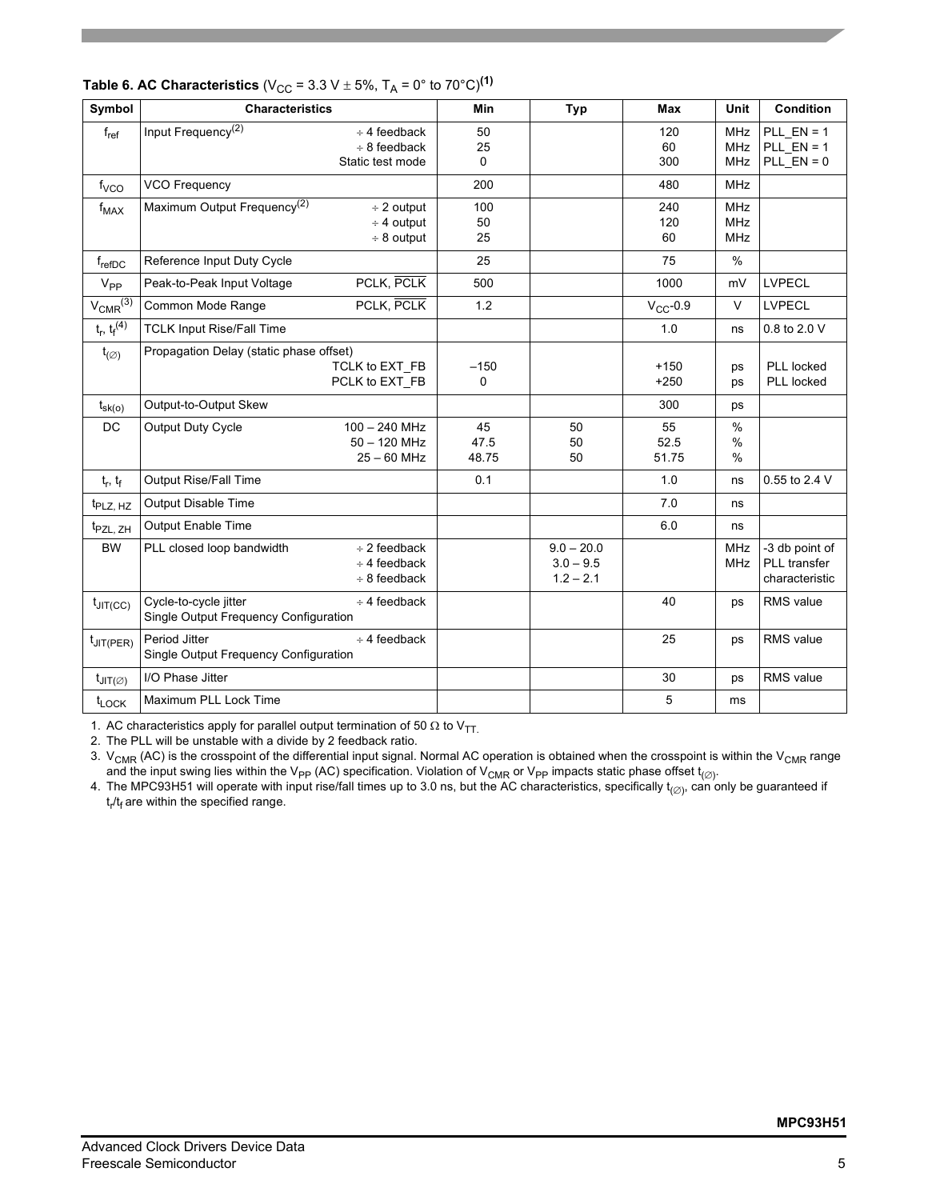**Table 6. AC Characteristics** ($V_{CC}$ = 3.3 V ± 5%, $T_A$ = 0° to 70°C)[(1)]

| Symbol | Characteristics | | Min | Typ | Max | Unit | Condition |
|---|---|---|---|---|---|---|---|
| $f_{ref}$ | Input Frequency[(2)] | ÷ 4 feedback<br>÷ 8 feedback<br>Static test mode | 50<br>25<br>0 | | 120<br>60<br>300 | MHz<br>MHz<br>MHz | PLL_EN = 1<br>PLL_EN = 1<br>PLL_EN = 0 |
| $f_{VCO}$ | VCO Frequency | | 200 | | 480 | MHz | |
| $f_{MAX}$ | Maximum Output Frequency[(2)] | ÷ 2 output<br>÷ 4 output<br>÷ 8 output | 100<br>50<br>25 | | 240<br>120<br>60 | MHz<br>MHz<br>MHz | |
| $f_{refDC}$ | Reference Input Duty Cycle | | 25 | | 75 | % | |
| $V_{PP}$ | Peak-to-Peak Input Voltage | PCLK, $\overline{PCLK}$ | 500 | | 1000 | mV | LVPECL |
| $V_{CMR}$[(3)] | Common Mode Range | PCLK, $\overline{PCLK}$ | 1.2 | | $V_{CC}$-0.9 | V | LVPECL |
| $t_r$, $t_f$[(4)] | TCLK Input Rise/Fall Time | | | | 1.0 | ns | 0.8 to 2.0 V |
| $t_{(\varnothing)}$ | Propagation Delay (static phase offset) | TCLK to EXT_FB<br>PCLK to EXT_FB | –150<br>0 | | +150<br>+250 | ps<br>ps | PLL locked<br>PLL locked |
| $t_{sk(o)}$ | Output-to-Output Skew | | | | 300 | ps | |
| DC | Output Duty Cycle | 100 – 240 MHz<br>50 – 120 MHz<br>25 – 60 MHz | 45<br>47.5<br>48.75 | 50<br>50<br>50 | 55<br>52.5<br>51.75 | %<br>%<br>% | |
| $t_r$, $t_f$ | Output Rise/Fall Time | | 0.1 | | 1.0 | ns | 0.55 to 2.4 V |
| $t_{PLZ, HZ}$ | Output Disable Time | | | | 7.0 | ns | |
| $t_{PZL, ZH}$ | Output Enable Time | | | | 6.0 | ns | |
| BW | PLL closed loop bandwidth | ÷ 2 feedback<br>÷ 4 feedback<br>÷ 8 feedback | | 9.0 – 20.0<br>3.0 – 9.5<br>1.2 – 2.1 | | MHz<br>MHz | -3 db point of PLL transfer characteristic |
| $t_{JIT(CC)}$ | Cycle-to-cycle jitter<br>Single Output Frequency Configuration | ÷ 4 feedback | | | 40 | ps | RMS value |
| $t_{JIT(PER)}$ | Period Jitter<br>Single Output Frequency Configuration | ÷ 4 feedback | | | 25 | ps | RMS value |
| $t_{JIT(\varnothing)}$ | I/O Phase Jitter | | | | 30 | ps | RMS value |
| $t_{LOCK}$ | Maximum PLL Lock Time | | | | 5 | ms | |

1. AC characteristics apply for parallel output termination of 50 Ω to $V_{TT}$.
2. The PLL will be unstable with a divide by 2 feedback ratio.
3. $V_{CMR}$ (AC) is the crosspoint of the differential input signal. Normal AC operation is obtained when the crosspoint is within the $V_{CMR}$ range and the input swing lies within the $V_{PP}$ (AC) specification. Violation of $V_{CMR}$ or $V_{PP}$ impacts static phase offset $t_{(\varnothing)}$.
4. The MPC93H51 will operate with input rise/fall times up to 3.0 ns, but the AC characteristics, specifically $t_{(\varnothing)}$, can only be guaranteed if $t_r/t_f$ are within the specified range.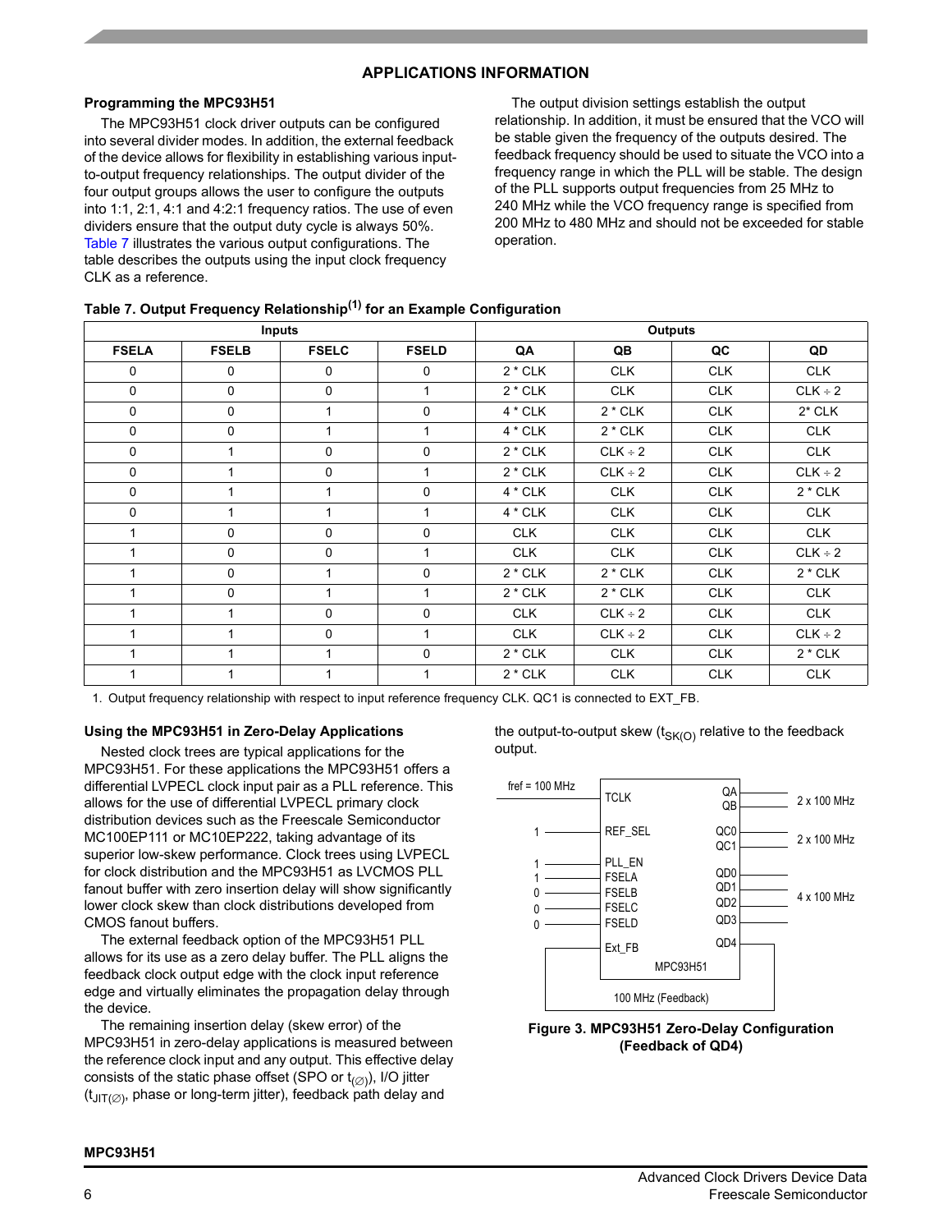## APPLICATIONS INFORMATION

### Programming the MPC93H51

The MPC93H51 clock driver outputs can be configured into several divider modes. In addition, the external feedback of the device allows for flexibility in establishing various input-to-output frequency relationships. The output divider of the four output groups allows the user to configure the outputs into 1:1, 2:1, 4:1 and 4:2:1 frequency ratios. The use of even dividers ensure that the output duty cycle is always 50%. Table 7 illustrates the various output configurations. The table describes the outputs using the input clock frequency CLK as a reference.

The output division settings establish the output relationship. In addition, it must be ensured that the VCO will be stable given the frequency of the outputs desired. The feedback frequency should be used to situate the VCO into a frequency range in which the PLL will be stable. The design of the PLL supports output frequencies from 25 MHz to 240 MHz while the VCO frequency range is specified from 200 MHz to 480 MHz and should not be exceeded for stable operation.

**Table 7. Output Frequency Relationship[1] for an Example Configuration**

| Inputs | | | | Outputs | | | |
|---|---|---|---|---|---|---|---|
| FSELA | FSELB | FSELC | FSELD | QA | QB | QC | QD |
| 0 | 0 | 0 | 0 | 2 * CLK | CLK | CLK | CLK |
| 0 | 0 | 0 | 1 | 2 * CLK | CLK | CLK | CLK ÷ 2 |
| 0 | 0 | 1 | 0 | 4 * CLK | 2 * CLK | CLK | 2* CLK |
| 0 | 0 | 1 | 1 | 4 * CLK | 2 * CLK | CLK | CLK |
| 0 | 1 | 0 | 0 | 2 * CLK | CLK ÷ 2 | CLK | CLK |
| 0 | 1 | 0 | 1 | 2 * CLK | CLK ÷ 2 | CLK | CLK ÷ 2 |
| 0 | 1 | 1 | 0 | 4 * CLK | CLK | CLK | 2 * CLK |
| 0 | 1 | 1 | 1 | 4 * CLK | CLK | CLK | CLK |
| 1 | 0 | 0 | 0 | CLK | CLK | CLK | CLK |
| 1 | 0 | 0 | 1 | CLK | CLK | CLK | CLK ÷ 2 |
| 1 | 0 | 1 | 0 | 2 * CLK | 2 * CLK | CLK | 2 * CLK |
| 1 | 0 | 1 | 1 | 2 * CLK | 2 * CLK | CLK | CLK |
| 1 | 1 | 0 | 0 | CLK | CLK ÷ 2 | CLK | CLK |
| 1 | 1 | 0 | 1 | CLK | CLK ÷ 2 | CLK | CLK ÷ 2 |
| 1 | 1 | 1 | 0 | 2 * CLK | CLK | CLK | 2 * CLK |
| 1 | 1 | 1 | 1 | 2 * CLK | CLK | CLK | CLK |

1. Output frequency relationship with respect to input reference frequency CLK. QC1 is connected to EXT_FB.

### Using the MPC93H51 in Zero-Delay Applications

Nested clock trees are typical applications for the MPC93H51. For these applications the MPC93H51 offers a differential LVPECL clock input pair as a PLL reference. This allows for the use of differential LVPECL primary clock distribution devices such as the Freescale Semiconductor MC100EP111 or MC10EP222, taking advantage of its superior low-skew performance. Clock trees using LVPECL for clock distribution and the MPC93H51 as LVCMOS PLL fanout buffer with zero insertion delay will show significantly lower clock skew than clock distributions developed from CMOS fanout buffers.

The external feedback option of the MPC93H51 PLL allows for its use as a zero delay buffer. The PLL aligns the feedback clock output edge with the clock input reference edge and virtually eliminates the propagation delay through the device.

The remaining insertion delay (skew error) of the MPC93H51 in zero-delay applications is measured between the reference clock input and any output. This effective delay consists of the static phase offset (SPO or $t_{(\varnothing)}$), I/O jitter ($t_{JIT(\varnothing)}$, phase or long-term jitter), feedback path delay and the output-to-output skew ($t_{SK(O)}$ relative to the feedback output.

fref = 100 MHz
TCLK
1 REF_SEL
1 PLL_EN
1 FSELA
0 FSELB
0 FSELC
0 FSELD
Ext_FB
QA
QB
2 x 100 MHz
QC0
QC1
2 x 100 MHz
QD0
QD1
QD2
QD3
4 x 100 MHz
QD4
MPC93H51
100 MHz (Feedback)

**Figure 3. MPC93H51 Zero-Delay Configuration (Feedback of QD4)**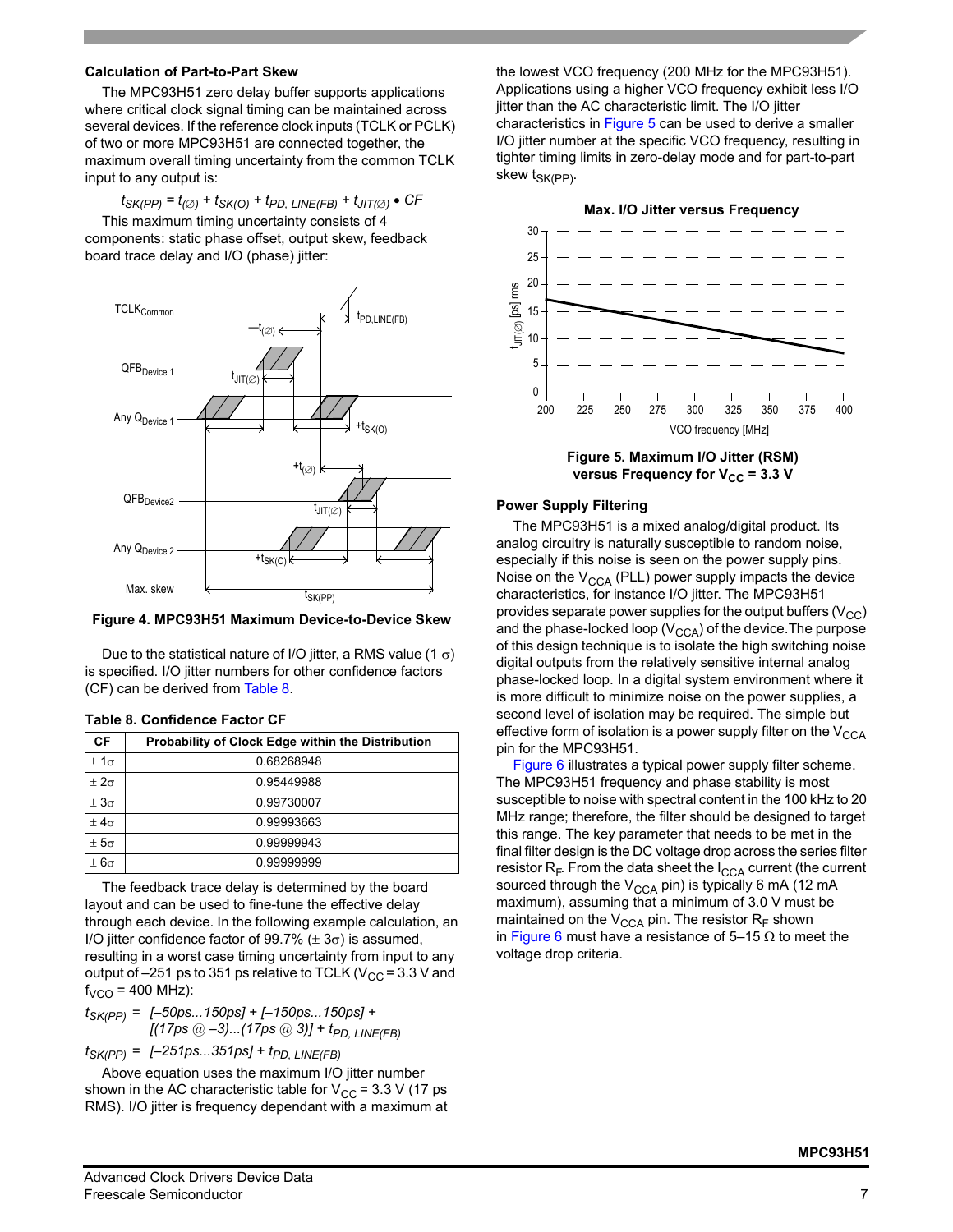### Calculation of Part-to-Part Skew

The MPC93H51 zero delay buffer supports applications where critical clock signal timing can be maintained across several devices. If the reference clock inputs (TCLK or PCLK) of two or more MPC93H51 are connected together, the maximum overall timing uncertainty from the common TCLK input to any output is:

$$t_{SK(PP)} = t_{(\varnothing)} + t_{SK(O)} + t_{PD,\ LINE(FB)} + t_{JIT(\varnothing)} \bullet CF$$

This maximum timing uncertainty consists of 4 components: static phase offset, output skew, feedback board trace delay and I/O (phase) jitter:

TCLK$_{Common}$
QFB$_{Device\ 1}$
Any Q$_{Device\ 1}$
QFB$_{Device2}$
Any Q$_{Device\ 2}$
Max. skew
$-t_{(\varnothing)}$
$t_{PD,LINE(FB)}$
$t_{JIT(\varnothing)}$
$+t_{SK(O)}$
$+t_{(\varnothing)}$
$t_{JIT(\varnothing)}$
$+t_{SK(O)}$
$t_{SK(PP)}$

**Figure 4. MPC93H51 Maximum Device-to-Device Skew**

Due to the statistical nature of I/O jitter, a RMS value (1 σ) is specified. I/O jitter numbers for other confidence factors (CF) can be derived from Table 8.

**Table 8. Confidence Factor CF**

| CF | Probability of Clock Edge within the Distribution |
|---|---|
| ± 1σ | 0.68268948 |
| ± 2σ | 0.95449988 |
| ± 3σ | 0.99730007 |
| ± 4σ | 0.99993663 |
| ± 5σ | 0.99999943 |
| ± 6σ | 0.99999999 |

The feedback trace delay is determined by the board layout and can be used to fine-tune the effective delay through each device. In the following example calculation, an I/O jitter confidence factor of 99.7% (± 3σ) is assumed, resulting in a worst case timing uncertainty from input to any output of –251 ps to 351 ps relative to TCLK ($V_{CC}$ = 3.3 V and $f_{VCO}$ = 400 MHz):

$$t_{SK(PP)} = [–50ps...150ps] + [–150ps...150ps] + [(17ps\ @\ –3)...(17ps\ @\ 3)] + t_{PD,\ LINE(FB)}$$

$$t_{SK(PP)} = [–251ps...351ps] + t_{PD,\ LINE(FB)}$$

Above equation uses the maximum I/O jitter number shown in the AC characteristic table for $V_{CC}$ = 3.3 V (17 ps RMS). I/O jitter is frequency dependant with a maximum at the lowest VCO frequency (200 MHz for the MPC93H51). Applications using a higher VCO frequency exhibit less I/O jitter than the AC characteristic limit. The I/O jitter characteristics in Figure 5 can be used to derive a smaller I/O jitter number at the specific VCO frequency, resulting in tighter timing limits in zero-delay mode and for part-to-part skew $t_{SK(PP)}$.

Max. I/O Jitter versus Frequency
$t_{JIT(\varnothing)}$ [ps] rms
0
5
10
15
20
25
30
200
225
250
275
300
325
350
375
400
VCO frequency [MHz]

**Figure 5. Maximum I/O Jitter (RSM) versus Frequency for $V_{CC}$ = 3.3 V**

### Power Supply Filtering

The MPC93H51 is a mixed analog/digital product. Its analog circuitry is naturally susceptible to random noise, especially if this noise is seen on the power supply pins. Noise on the $V_{CCA}$ (PLL) power supply impacts the device characteristics, for instance I/O jitter. The MPC93H51 provides separate power supplies for the output buffers ($V_{CC}$) and the phase-locked loop ($V_{CCA}$) of the device. The purpose of this design technique is to isolate the high switching noise digital outputs from the relatively sensitive internal analog phase-locked loop. In a digital system environment where it is more difficult to minimize noise on the power supplies, a second level of isolation may be required. The simple but effective form of isolation is a power supply filter on the $V_{CCA}$ pin for the MPC93H51.

Figure 6 illustrates a typical power supply filter scheme. The MPC93H51 frequency and phase stability is most susceptible to noise with spectral content in the 100 kHz to 20 MHz range; therefore, the filter should be designed to target this range. The key parameter that needs to be met in the final filter design is the DC voltage drop across the series filter resistor $R_F$. From the data sheet the $I_{CCA}$ current (the current sourced through the $V_{CCA}$ pin) is typically 6 mA (12 mA maximum), assuming that a minimum of 3.0 V must be maintained on the $V_{CCA}$ pin. The resistor $R_F$ shown in Figure 6 must have a resistance of 5–15 Ω to meet the voltage drop criteria.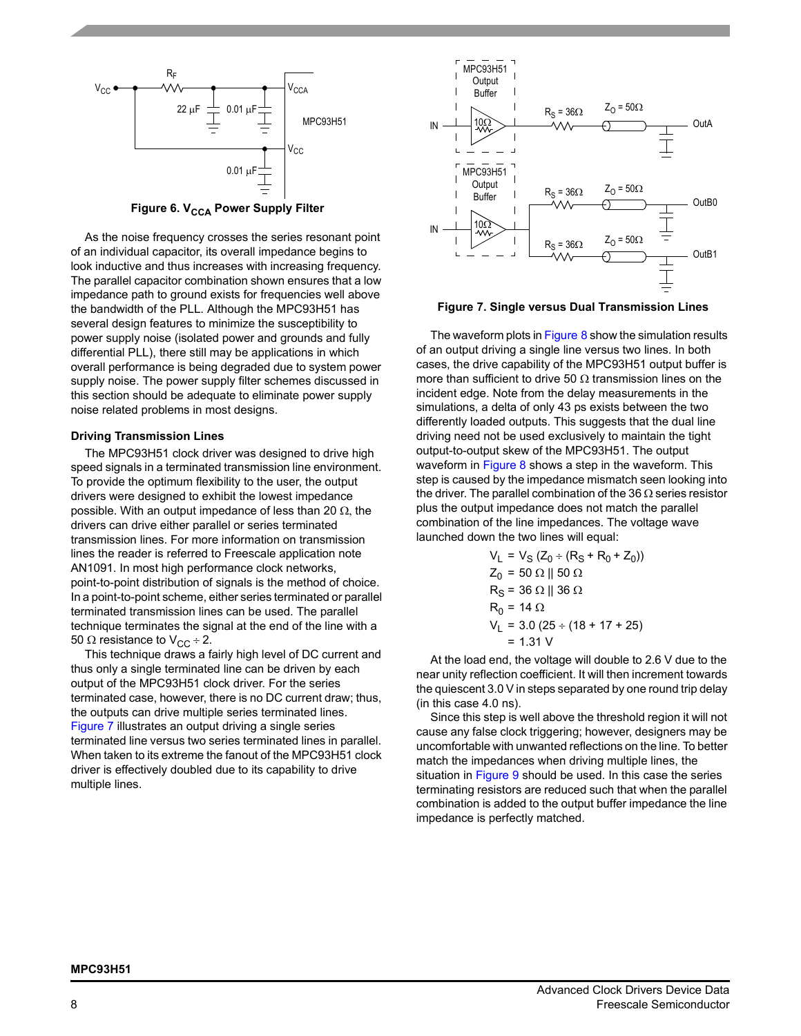$R_F$

$V_{CC}$

22 µF

0.01 µF

$V_{CCA}$

MPC93H51

$V_{CC}$

0.01 µF

Figure 6. $V_{CCA}$ Power Supply Filter

As the noise frequency crosses the series resonant point of an individual capacitor, its overall impedance begins to look inductive and thus increases with increasing frequency. The parallel capacitor combination shown ensures that a low impedance path to ground exists for frequencies well above the bandwidth of the PLL. Although the MPC93H51 has several design features to minimize the susceptibility to power supply noise (isolated power and grounds and fully differential PLL), there still may be applications in which overall performance is being degraded due to system power supply noise. The power supply filter schemes discussed in this section should be adequate to eliminate power supply noise related problems in most designs.

### Driving Transmission Lines

The MPC93H51 clock driver was designed to drive high speed signals in a terminated transmission line environment. To provide the optimum flexibility to the user, the output drivers were designed to exhibit the lowest impedance possible. With an output impedance of less than 20 Ω, the drivers can drive either parallel or series terminated transmission lines. For more information on transmission lines the reader is referred to Freescale application note AN1091. In most high performance clock networks, point-to-point distribution of signals is the method of choice. In a point-to-point scheme, either series terminated or parallel terminated transmission lines can be used. The parallel technique terminates the signal at the end of the line with a 50 Ω resistance to $V_{CC} \div 2$.

This technique draws a fairly high level of DC current and thus only a single terminated line can be driven by each output of the MPC93H51 clock driver. For the series terminated case, however, there is no DC current draw; thus, the outputs can drive multiple series terminated lines. Figure 7 illustrates an output driving a single series terminated line versus two series terminated lines in parallel. When taken to its extreme the fanout of the MPC93H51 clock driver is effectively doubled due to its capability to drive multiple lines.

MPC93H51 Output Buffer

IN

10Ω

$R_S$ = 36Ω

$Z_O$ = 50Ω

OutA

MPC93H51 Output Buffer

IN

10Ω

$R_S$ = 36Ω

$Z_O$ = 50Ω

OutB0

$R_S$ = 36Ω

$Z_O$ = 50Ω

OutB1

Figure 7. Single versus Dual Transmission Lines

The waveform plots in Figure 8 show the simulation results of an output driving a single line versus two lines. In both cases, the drive capability of the MPC93H51 output buffer is more than sufficient to drive 50 Ω transmission lines on the incident edge. Note from the delay measurements in the simulations, a delta of only 43 ps exists between the two differently loaded outputs. This suggests that the dual line driving need not be used exclusively to maintain the tight output-to-output skew of the MPC93H51. The output waveform in Figure 8 shows a step in the waveform. This step is caused by the impedance mismatch seen looking into the driver. The parallel combination of the 36 Ω series resistor plus the output impedance does not match the parallel combination of the line impedances. The voltage wave launched down the two lines will equal:

$$V_L = V_S (Z_0 \div (R_S + R_0 + Z_0))$$

$$Z_0 = 50\ \Omega\ ||\ 50\ \Omega$$

$$R_S = 36\ \Omega\ ||\ 36\ \Omega$$

$$R_0 = 14\ \Omega$$

$$V_L = 3.0\ (25 \div (18 + 17 + 25))$$

$$= 1.31\ \text{V}$$

At the load end, the voltage will double to 2.6 V due to the near unity reflection coefficient. It will then increment towards the quiescent 3.0 V in steps separated by one round trip delay (in this case 4.0 ns).

Since this step is well above the threshold region it will not cause any false clock triggering; however, designers may be uncomfortable with unwanted reflections on the line. To better match the impedances when driving multiple lines, the situation in Figure 9 should be used. In this case the series terminating resistors are reduced such that when the parallel combination is added to the output buffer impedance the line impedance is perfectly matched.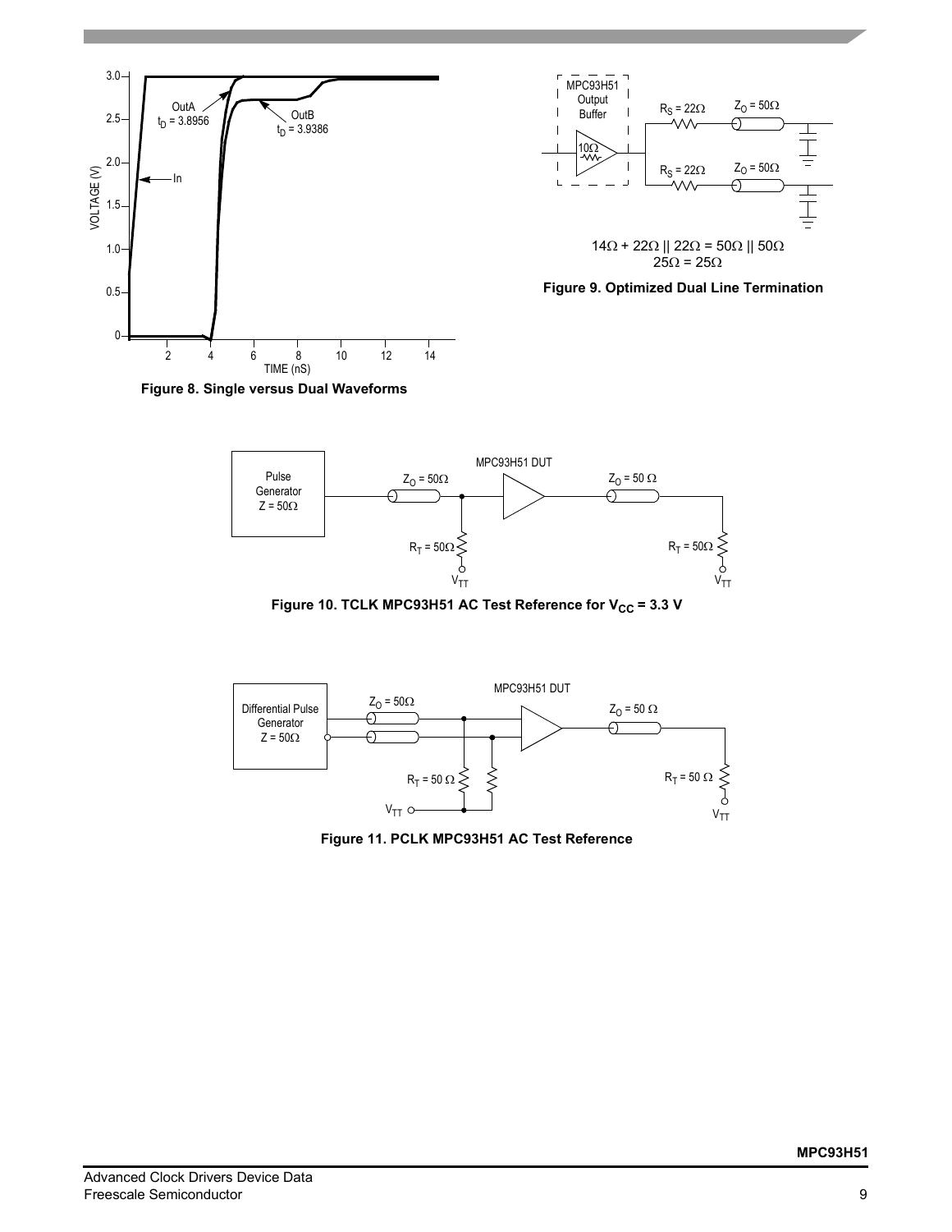3.0
2.5
2.0
1.5
1.0
0.5
0
VOLTAGE (V)
2 4 6 8 10 12 14
TIME (nS)
OutA
$t_D$ = 3.8956
OutB
$t_D$ = 3.9386
In

**Figure 8. Single versus Dual Waveforms**

MPC93H51
Output
Buffer
10Ω
$R_S$ = 22Ω
$R_S$ = 22Ω
$Z_O$ = 50Ω
$Z_O$ = 50Ω

$14\Omega + 22\Omega \parallel 22\Omega = 50\Omega \parallel 50\Omega$
$25\Omega = 25\Omega$

**Figure 9. Optimized Dual Line Termination**

Pulse
Generator
Z = 50Ω
$Z_O$ = 50Ω
MPC93H51 DUT
$Z_O$ = 50 Ω
$R_T$ = 50Ω
$V_{TT}$
$R_T$ = 50Ω
$V_{TT}$

**Figure 10. TCLK MPC93H51 AC Test Reference for $V_{CC}$ = 3.3 V**

Differential Pulse
Generator
Z = 50Ω
$Z_O$ = 50Ω
MPC93H51 DUT
$Z_O$ = 50 Ω
$R_T$ = 50 Ω
$V_{TT}$
$R_T$ = 50 Ω
$V_{TT}$

**Figure 11. PCLK MPC93H51 AC Test Reference**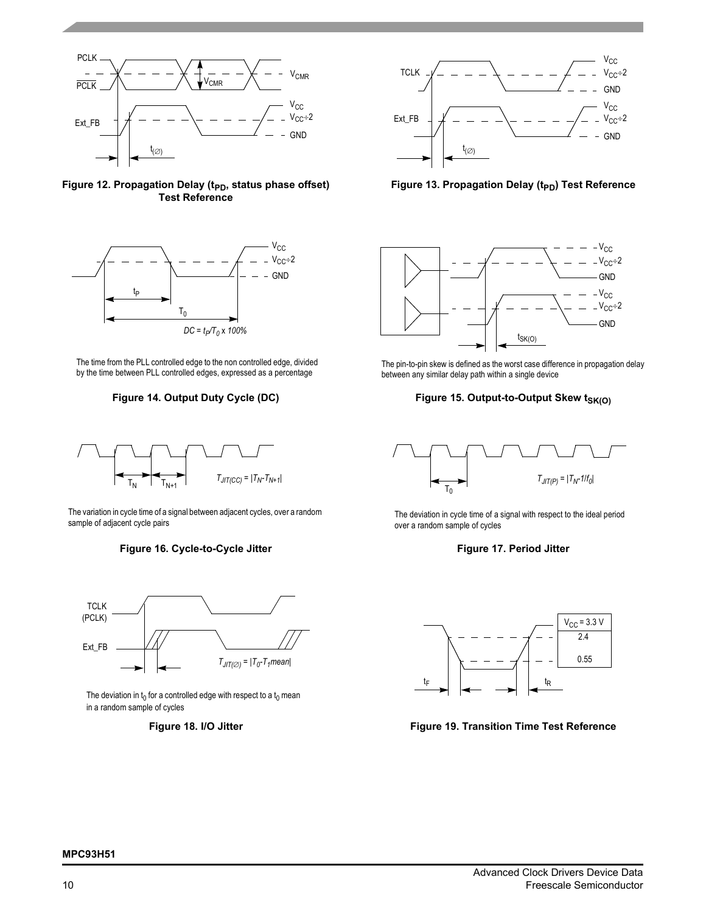PCLK

$\overline{PCLK}$

$V_{CMR}$

$V_{CMR}$

Ext_FB

$V_{CC}$

$V_{CC} \div 2$

GND

$t_{(\varnothing)}$

**Figure 12. Propagation Delay ($t_{PD}$, status phase offset) Test Reference**

TCLK

$V_{CC}$

$V_{CC} \div 2$

GND

Ext_FB

$V_{CC}$

$V_{CC} \div 2$

GND

$t_{(\varnothing)}$

**Figure 13. Propagation Delay ($t_{PD}$) Test Reference**

$V_{CC}$

$V_{CC} \div 2$

GND

$t_P$

$T_0$

$DC = t_P/T_0 \times 100\%$

The time from the PLL controlled edge to the non controlled edge, divided by the time between PLL controlled edges, expressed as a percentage

**Figure 14. Output Duty Cycle (DC)**

$V_{CC}$

$V_{CC} \div 2$

GND

$V_{CC}$

$V_{CC} \div 2$

GND

$t_{SK(O)}$

The pin-to-pin skew is defined as the worst case difference in propagation delay between any similar delay path within a single device

**Figure 15. Output-to-Output Skew $t_{SK(O)}$**

$T_N$

$T_{N+1}$

$T_{JIT(CC)} = |T_N - T_{N+1}|$

The variation in cycle time of a signal between adjacent cycles, over a random sample of adjacent cycle pairs

**Figure 16. Cycle-to-Cycle Jitter**

$T_0$

$T_{JIT(P)} = |T_N - 1/f_0|$

The deviation in cycle time of a signal with respect to the ideal period over a random sample of cycles

**Figure 17. Period Jitter**

TCLK (PCLK)

Ext_FB

$T_{JIT(\varnothing)} = |T_0 - T_1 mean|$

The deviation in $t_0$ for a controlled edge with respect to a $t_0$ mean in a random sample of cycles

**Figure 18. I/O Jitter**

$V_{CC} = 3.3$ V

2.4

0.55

$t_F$

$t_R$

**Figure 19. Transition Time Test Reference**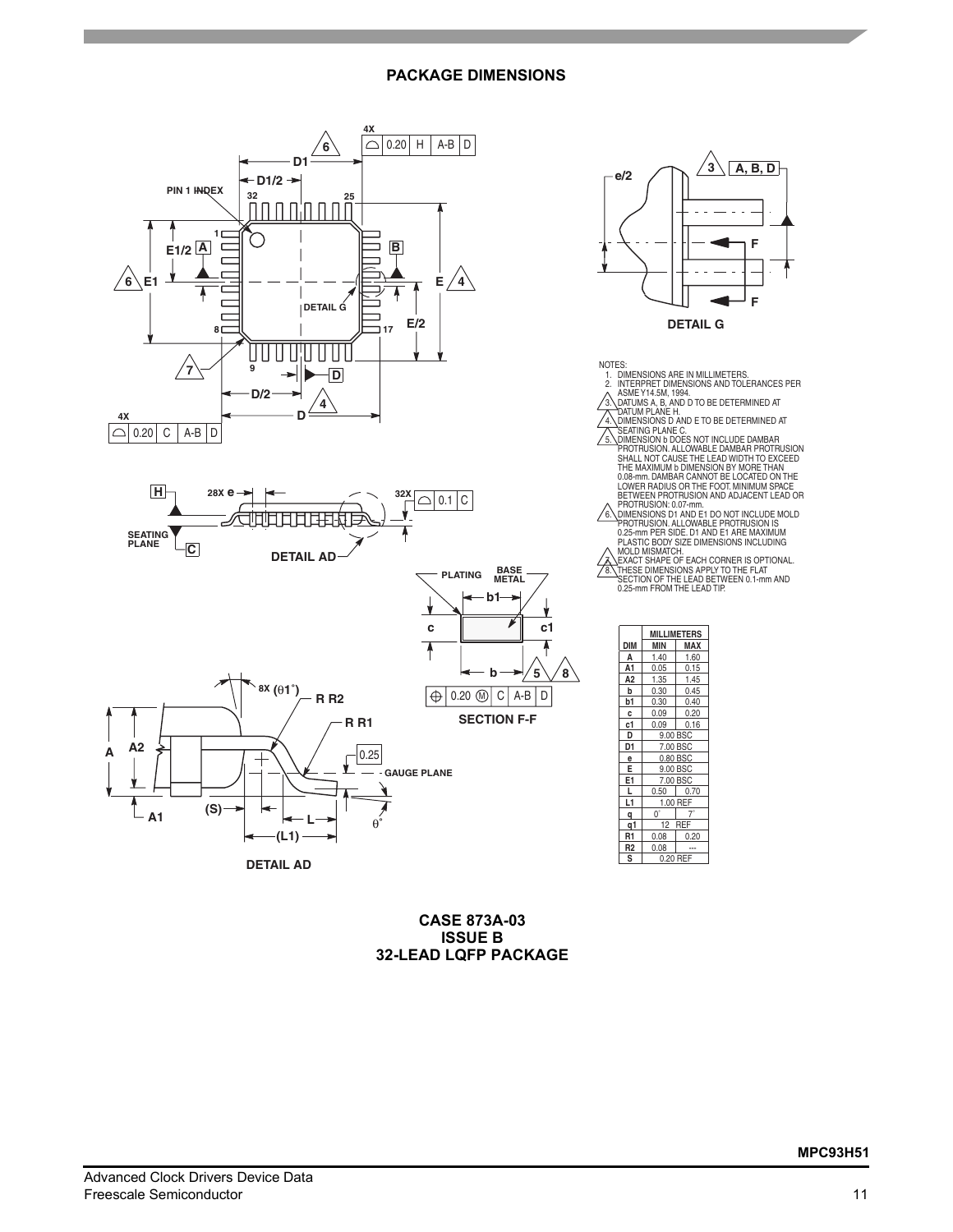## PACKAGE DIMENSIONS

NOTES:
1. DIMENSIONS ARE IN MILLIMETERS.
2. INTERPRET DIMENSIONS AND TOLERANCES PER ASME Y14.5M, 1994.
3. DATUMS A, B, AND D TO BE DETERMINED AT DATUM PLANE H.
4. DIMENSIONS D AND E TO BE DETERMINED AT SEATING PLANE C.
5. DIMENSION b DOES NOT INCLUDE DAMBAR PROTRUSION. ALLOWABLE DAMBAR PROTRUSION SHALL NOT CAUSE THE LEAD WIDTH TO EXCEED THE MAXIMUM b DIMENSION BY MORE THAN 0.08-mm. DAMBAR CANNOT BE LOCATED ON THE LOWER RADIUS OR THE FOOT. MINIMUM SPACE BETWEEN PROTRUSION AND ADJACENT LEAD OR PROTRUSION: 0.07-mm.
6. DIMENSIONS D1 AND E1 DO NOT INCLUDE MOLD PROTRUSION. ALLOWABLE PROTRUSION IS 0.25-mm PER SIDE. D1 AND E1 ARE MAXIMUM PLASTIC BODY SIZE DIMENSIONS INCLUDING MOLD MISMATCH.
7. EXACT SHAPE OF EACH CORNER IS OPTIONAL.
8. THESE DIMENSIONS APPLY TO THE FLAT SECTION OF THE LEAD BETWEEN 0.1-mm AND 0.25-mm FROM THE LEAD TIP.

| DIM | MILLIMETERS MIN | MILLIMETERS MAX |
|---|---|---|
| A | 1.40 | 1.60 |
| A1 | 0.05 | 0.15 |
| A2 | 1.35 | 1.45 |
| b | 0.30 | 0.45 |
| b1 | 0.30 | 0.40 |
| c | 0.09 | 0.20 |
| c1 | 0.09 | 0.16 |
| D | 9.00 BSC | |
| D1 | 7.00 BSC | |
| e | 0.80 BSC | |
| E | 9.00 BSC | |
| E1 | 7.00 BSC | |
| L | 0.50 | 0.70 |
| L1 | 1.00 REF | |
| q | 0° | 7° |
| q1 | 12 REF | |
| R1 | 0.08 | 0.20 |
| R2 | 0.08 | --- |
| S | 0.20 REF | |

**CASE 873A-03**
**ISSUE B**
**32-LEAD LQFP PACKAGE**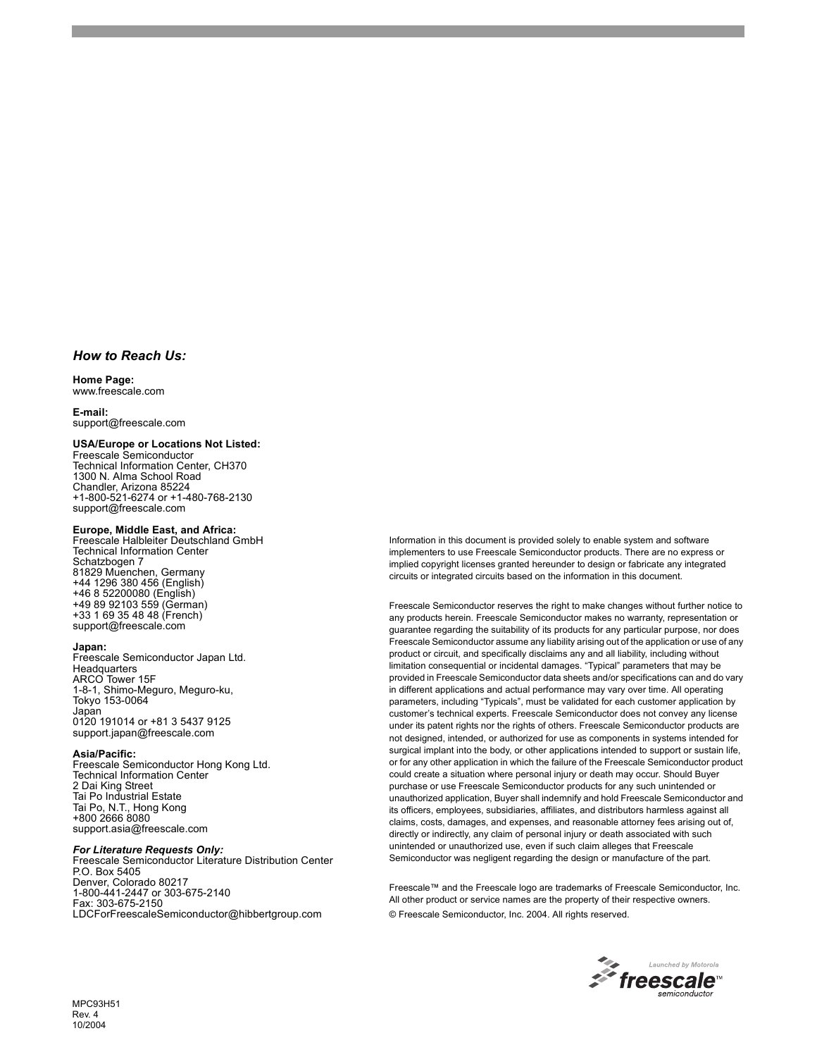*How to Reach Us:*

**Home Page:**
www.freescale.com

**E-mail:**
support@freescale.com

**USA/Europe or Locations Not Listed:**
Freescale Semiconductor
Technical Information Center, CH370
1300 N. Alma School Road
Chandler, Arizona 85224
+1-800-521-6274 or +1-480-768-2130
support@freescale.com

**Europe, Middle East, and Africa:**
Freescale Halbleiter Deutschland GmbH
Technical Information Center
Schatzbogen 7
81829 Muenchen, Germany
+44 1296 380 456 (English)
+46 8 52200080 (English)
+49 89 92103 559 (German)
+33 1 69 35 48 48 (French)
support@freescale.com

**Japan:**
Freescale Semiconductor Japan Ltd.
Headquarters
ARCO Tower 15F
1-8-1, Shimo-Meguro, Meguro-ku,
Tokyo 153-0064
Japan
0120 191014 or +81 3 5437 9125
support.japan@freescale.com

**Asia/Pacific:**
Freescale Semiconductor Hong Kong Ltd.
Technical Information Center
2 Dai King Street
Tai Po Industrial Estate
Tai Po, N.T., Hong Kong
+800 2666 8080
support.asia@freescale.com

***For Literature Requests Only:***
Freescale Semiconductor Literature Distribution Center
P.O. Box 5405
Denver, Colorado 80217
1-800-441-2447 or 303-675-2140
Fax: 303-675-2150
LDCForFreescaleSemiconductor@hibbertgroup.com

Information in this document is provided solely to enable system and software implementers to use Freescale Semiconductor products. There are no express or implied copyright licenses granted hereunder to design or fabricate any integrated circuits or integrated circuits based on the information in this document.

Freescale Semiconductor reserves the right to make changes without further notice to any products herein. Freescale Semiconductor makes no warranty, representation or guarantee regarding the suitability of its products for any particular purpose, nor does Freescale Semiconductor assume any liability arising out of the application or use of any product or circuit, and specifically disclaims any and all liability, including without limitation consequential or incidental damages. "Typical" parameters that may be provided in Freescale Semiconductor data sheets and/or specifications can and do vary in different applications and actual performance may vary over time. All operating parameters, including "Typicals", must be validated for each customer application by customer's technical experts. Freescale Semiconductor does not convey any license under its patent rights nor the rights of others. Freescale Semiconductor products are not designed, intended, or authorized for use as components in systems intended for surgical implant into the body, or other applications intended to support or sustain life, or for any other application in which the failure of the Freescale Semiconductor product could create a situation where personal injury or death may occur. Should Buyer purchase or use Freescale Semiconductor products for any such unintended or unauthorized application, Buyer shall indemnify and hold Freescale Semiconductor and its officers, employees, subsidiaries, affiliates, and distributors harmless against all claims, costs, damages, and expenses, and reasonable attorney fees arising out of, directly or indirectly, any claim of personal injury or death associated with such unintended or unauthorized use, even if such claim alleges that Freescale Semiconductor was negligent regarding the design or manufacture of the part.

Freescale™ and the Freescale logo are trademarks of Freescale Semiconductor, Inc. All other product or service names are the property of their respective owners.
© Freescale Semiconductor, Inc. 2004. All rights reserved.

Launched by Motorola
freescale™
semiconductor

MPC93H51
Rev. 4
10/2004